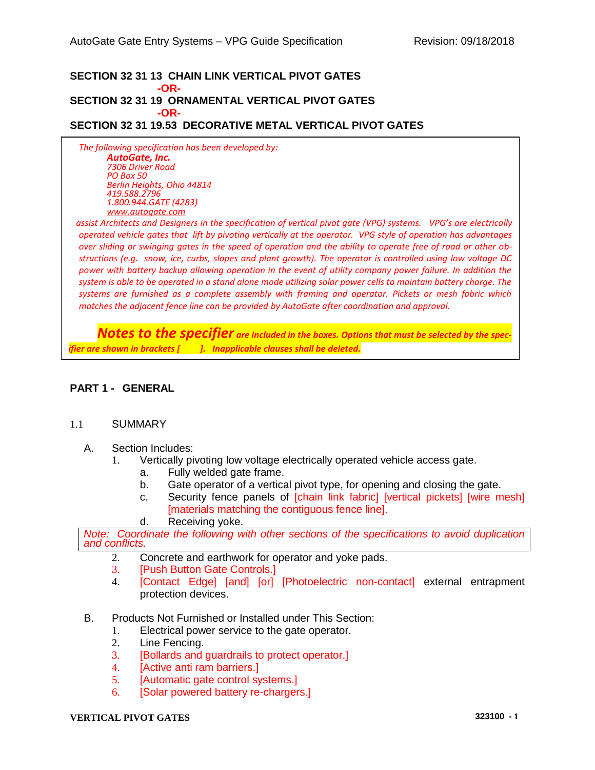## SECTION 32 31 13 CHAIN LINK VERTICAL PIVOT GATES

**-OR-**

## SECTION 32 31 19 ORNAMENTAL VERTICAL PIVOT GATES

**-OR-**

## SECTION 32 31 19.53 DECORATIVE METAL VERTICAL PIVOT GATES

*The following specification has been developed by:*

> ***AutoGate, Inc.***
> *7306 Driver Road*
> *PO Box 50*
> *Berlin Heights, Ohio 44814*
> *419.588.2796*
> *1.800.944.GATE (4283)*
> *www.autogate.com*

*assist Architects and Designers in the specification of vertical pivot gate (VPG) systems. VPG's are electrically operated vehicle gates that lift by pivoting vertically at the operator. VPG style of operation has advantages over sliding or swinging gates in the speed of operation and the ability to operate free of road or other obstructions (e.g. snow, ice, curbs, slopes and plant growth). The operator is controlled using low voltage DC power with battery backup allowing operation in the event of utility company power failure. In addition the system is able to be operated in a stand alone mode utilizing solar power cells to maintain battery charge. The systems are furnished as a complete assembly with framing and operator. Pickets or mesh fabric which matches the adjacent fence line can be provided by AutoGate after coordination and approval.*

***Notes to the specifier** are included in the boxes. Options that must be selected by the specifier are shown in brackets [ ]. Inapplicable clauses shall be deleted.*

## PART 1 - GENERAL

### 1.1 SUMMARY

A. Section Includes:
  1. Vertically pivoting low voltage electrically operated vehicle access gate.
     a. Fully welded gate frame.
     b. Gate operator of a vertical pivot type, for opening and closing the gate.
     c. Security fence panels of [chain link fabric] [vertical pickets] [wire mesh] [materials matching the contiguous fence line].
     d. Receiving yoke.

*Note: Coordinate the following with other sections of the specifications to avoid duplication and conflicts.*

  2. Concrete and earthwork for operator and yoke pads.
  3. [Push Button Gate Controls.]
  4. [Contact Edge] [and] [or] [Photoelectric non-contact] external entrapment protection devices.

B. Products Not Furnished or Installed under This Section:
  1. Electrical power service to the gate operator.
  2. Line Fencing.
  3. [Bollards and guardrails to protect operator.]
  4. [Active anti ram barriers.]
  5. [Automatic gate control systems.]
  6. [Solar powered battery re-chargers.]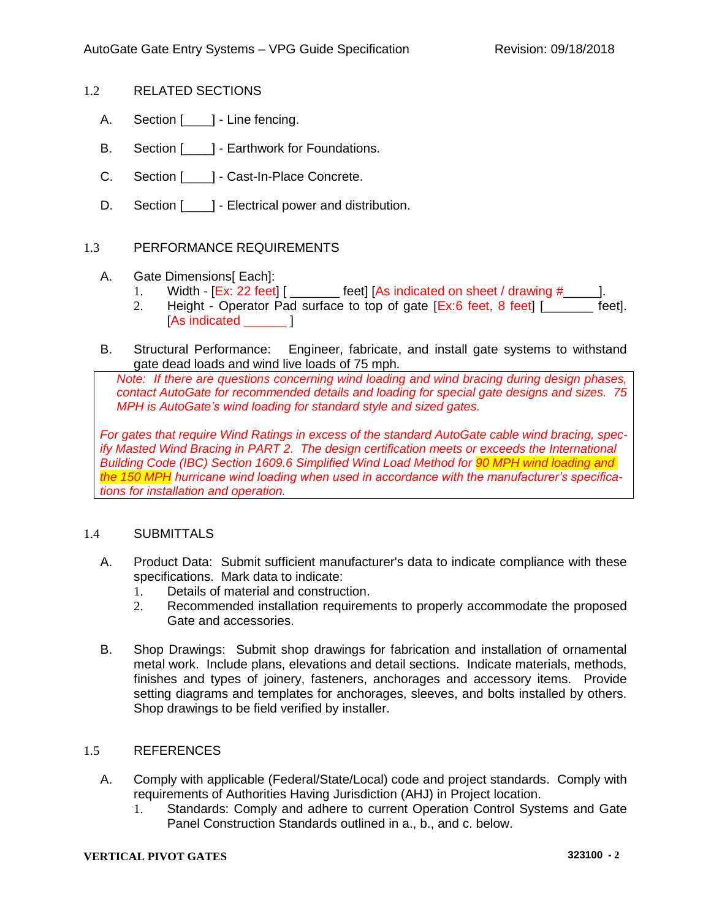## 1.2 RELATED SECTIONS

A. Section [____] - Line fencing.

B. Section [____] - Earthwork for Foundations.

C. Section [____] - Cast-In-Place Concrete.

D. Section [____] - Electrical power and distribution.

## 1.3 PERFORMANCE REQUIREMENTS

A. Gate Dimensions[ Each]:
   1. Width - [Ex: 22 feet] [ _______ feet] [As indicated on sheet / drawing #_____].
   2. Height - Operator Pad surface to top of gate [Ex:6 feet, 8 feet] [_______ feet]. [As indicated ______ ]

B. Structural Performance: Engineer, fabricate, and install gate systems to withstand gate dead loads and wind live loads of 75 mph.

> *Note: If there are questions concerning wind loading and wind bracing during design phases, contact AutoGate for recommended details and loading for special gate designs and sizes. 75 MPH is AutoGate's wind loading for standard style and sized gates.*
>
> *For gates that require Wind Ratings in excess of the standard AutoGate cable wind bracing, specify Masted Wind Bracing in PART 2. The design certification meets or exceeds the International Building Code (IBC) Section 1609.6 Simplified Wind Load Method for 90 MPH wind loading and the 150 MPH hurricane wind loading when used in accordance with the manufacturer's specifications for installation and operation.*

## 1.4 SUBMITTALS

A. Product Data: Submit sufficient manufacturer's data to indicate compliance with these specifications. Mark data to indicate:
   1. Details of material and construction.
   2. Recommended installation requirements to properly accommodate the proposed Gate and accessories.

B. Shop Drawings: Submit shop drawings for fabrication and installation of ornamental metal work. Include plans, elevations and detail sections. Indicate materials, methods, finishes and types of joinery, fasteners, anchorages and accessory items. Provide setting diagrams and templates for anchorages, sleeves, and bolts installed by others. Shop drawings to be field verified by installer.

## 1.5 REFERENCES

A. Comply with applicable (Federal/State/Local) code and project standards. Comply with requirements of Authorities Having Jurisdiction (AHJ) in Project location.
   1. Standards: Comply and adhere to current Operation Control Systems and Gate Panel Construction Standards outlined in a., b., and c. below.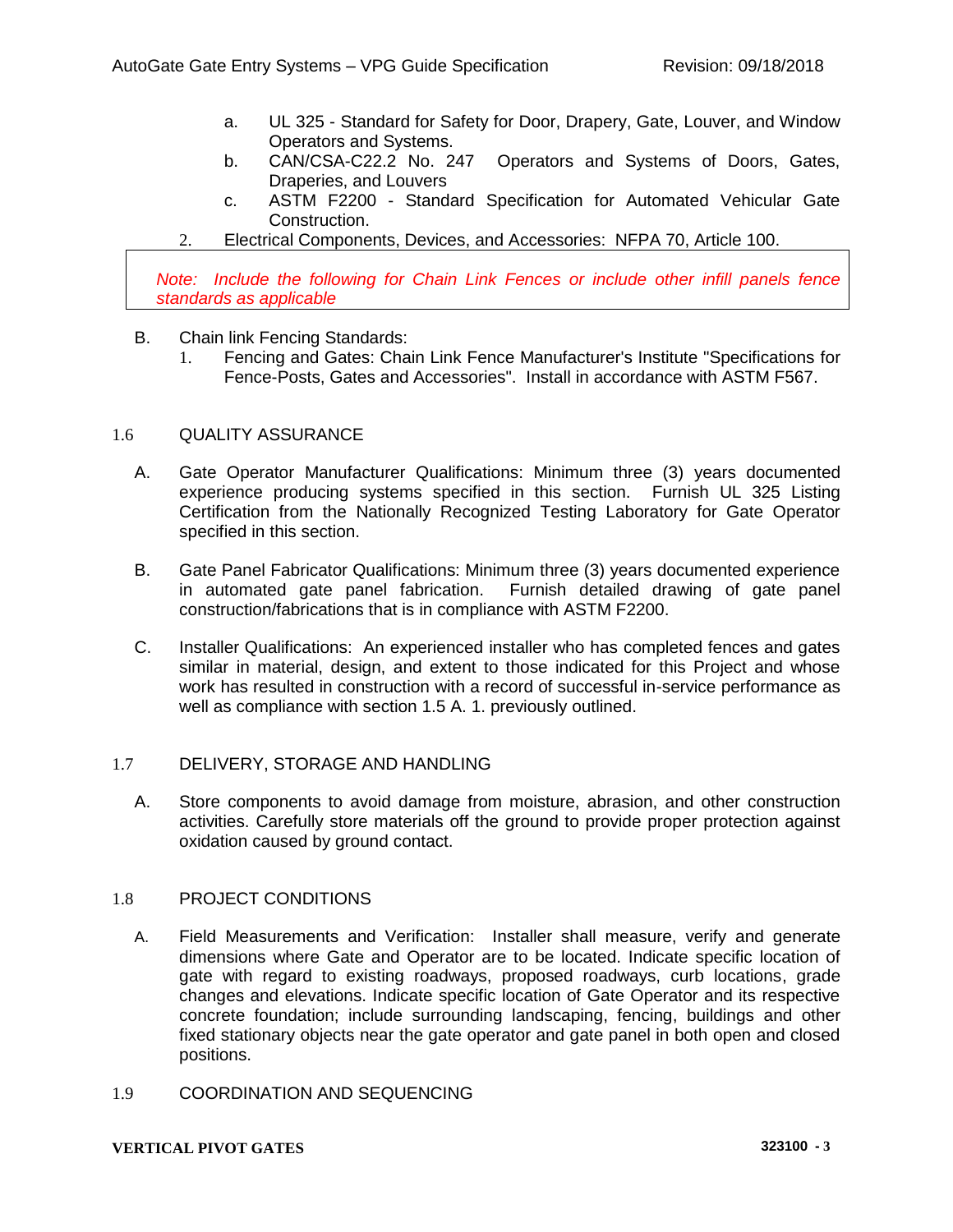a. UL 325 - Standard for Safety for Door, Drapery, Gate, Louver, and Window Operators and Systems.
b. CAN/CSA-C22.2 No. 247 Operators and Systems of Doors, Gates, Draperies, and Louvers
c. ASTM F2200 - Standard Specification for Automated Vehicular Gate Construction.

2. Electrical Components, Devices, and Accessories: NFPA 70, Article 100.

*Note: Include the following for Chain Link Fences or include other infill panels fence standards as applicable*

B. Chain link Fencing Standards:
   1. Fencing and Gates: Chain Link Fence Manufacturer's Institute "Specifications for Fence-Posts, Gates and Accessories". Install in accordance with ASTM F567.

## 1.6 QUALITY ASSURANCE

A. Gate Operator Manufacturer Qualifications: Minimum three (3) years documented experience producing systems specified in this section. Furnish UL 325 Listing Certification from the Nationally Recognized Testing Laboratory for Gate Operator specified in this section.

B. Gate Panel Fabricator Qualifications: Minimum three (3) years documented experience in automated gate panel fabrication. Furnish detailed drawing of gate panel construction/fabrications that is in compliance with ASTM F2200.

C. Installer Qualifications: An experienced installer who has completed fences and gates similar in material, design, and extent to those indicated for this Project and whose work has resulted in construction with a record of successful in-service performance as well as compliance with section 1.5 A. 1. previously outlined.

## 1.7 DELIVERY, STORAGE AND HANDLING

A. Store components to avoid damage from moisture, abrasion, and other construction activities. Carefully store materials off the ground to provide proper protection against oxidation caused by ground contact.

## 1.8 PROJECT CONDITIONS

A. Field Measurements and Verification: Installer shall measure, verify and generate dimensions where Gate and Operator are to be located. Indicate specific location of gate with regard to existing roadways, proposed roadways, curb locations, grade changes and elevations. Indicate specific location of Gate Operator and its respective concrete foundation; include surrounding landscaping, fencing, buildings and other fixed stationary objects near the gate operator and gate panel in both open and closed positions.

## 1.9 COORDINATION AND SEQUENCING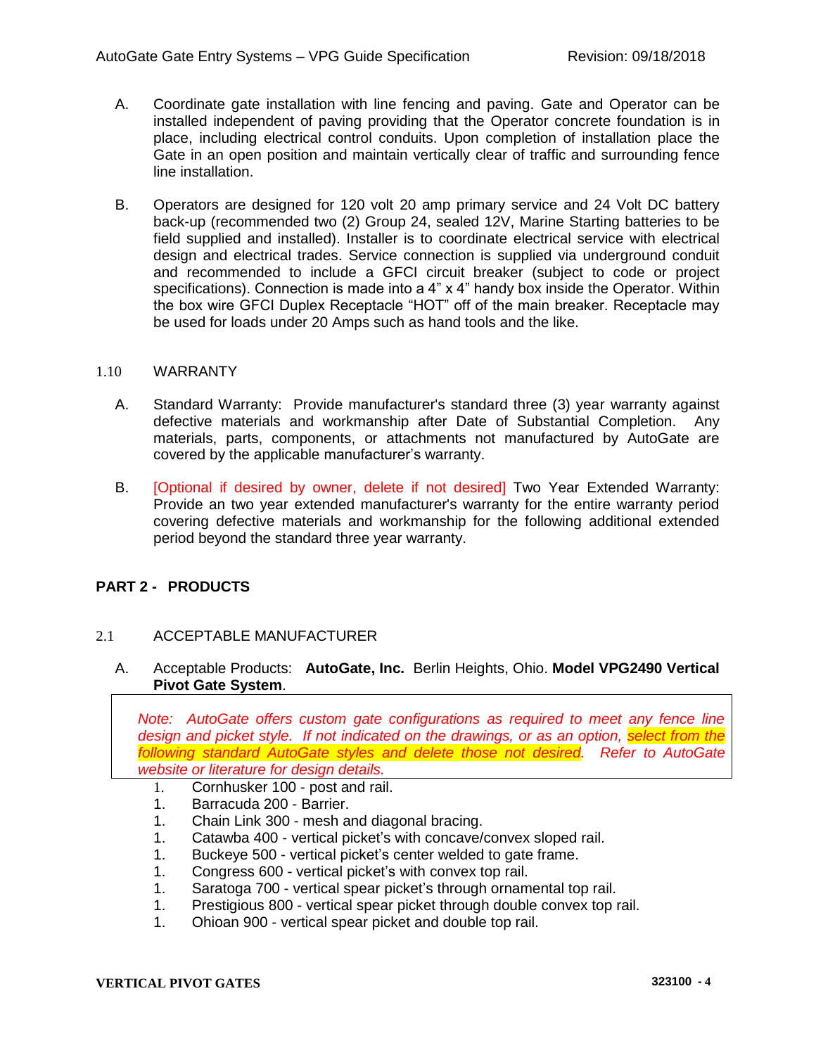A. Coordinate gate installation with line fencing and paving. Gate and Operator can be installed independent of paving providing that the Operator concrete foundation is in place, including electrical control conduits. Upon completion of installation place the Gate in an open position and maintain vertically clear of traffic and surrounding fence line installation.

B. Operators are designed for 120 volt 20 amp primary service and 24 Volt DC battery back-up (recommended two (2) Group 24, sealed 12V, Marine Starting batteries to be field supplied and installed). Installer is to coordinate electrical service with electrical design and electrical trades. Service connection is supplied via underground conduit and recommended to include a GFCI circuit breaker (subject to code or project specifications). Connection is made into a 4" x 4" handy box inside the Operator. Within the box wire GFCI Duplex Receptacle "HOT" off of the main breaker. Receptacle may be used for loads under 20 Amps such as hand tools and the like.

### 1.10 WARRANTY

A. Standard Warranty: Provide manufacturer's standard three (3) year warranty against defective materials and workmanship after Date of Substantial Completion. Any materials, parts, components, or attachments not manufactured by AutoGate are covered by the applicable manufacturer's warranty.

B. [Optional if desired by owner, delete if not desired] Two Year Extended Warranty: Provide an two year extended manufacturer's warranty for the entire warranty period covering defective materials and workmanship for the following additional extended period beyond the standard three year warranty.

## PART 2 - PRODUCTS

### 2.1 ACCEPTABLE MANUFACTURER

A. Acceptable Products: **AutoGate, Inc.** Berlin Heights, Ohio. **Model VPG2490 Vertical Pivot Gate System**.

*Note: AutoGate offers custom gate configurations as required to meet any fence line design and picket style. If not indicated on the drawings, or as an option, select from the following standard AutoGate styles and delete those not desired. Refer to AutoGate website or literature for design details.*

1. Cornhusker 100 - post and rail.
1. Barracuda 200 - Barrier.
1. Chain Link 300 - mesh and diagonal bracing.
1. Catawba 400 - vertical picket's with concave/convex sloped rail.
1. Buckeye 500 - vertical picket's center welded to gate frame.
1. Congress 600 - vertical picket's with convex top rail.
1. Saratoga 700 - vertical spear picket's through ornamental top rail.
1. Prestigious 800 - vertical spear picket through double convex top rail.
1. Ohioan 900 - vertical spear picket and double top rail.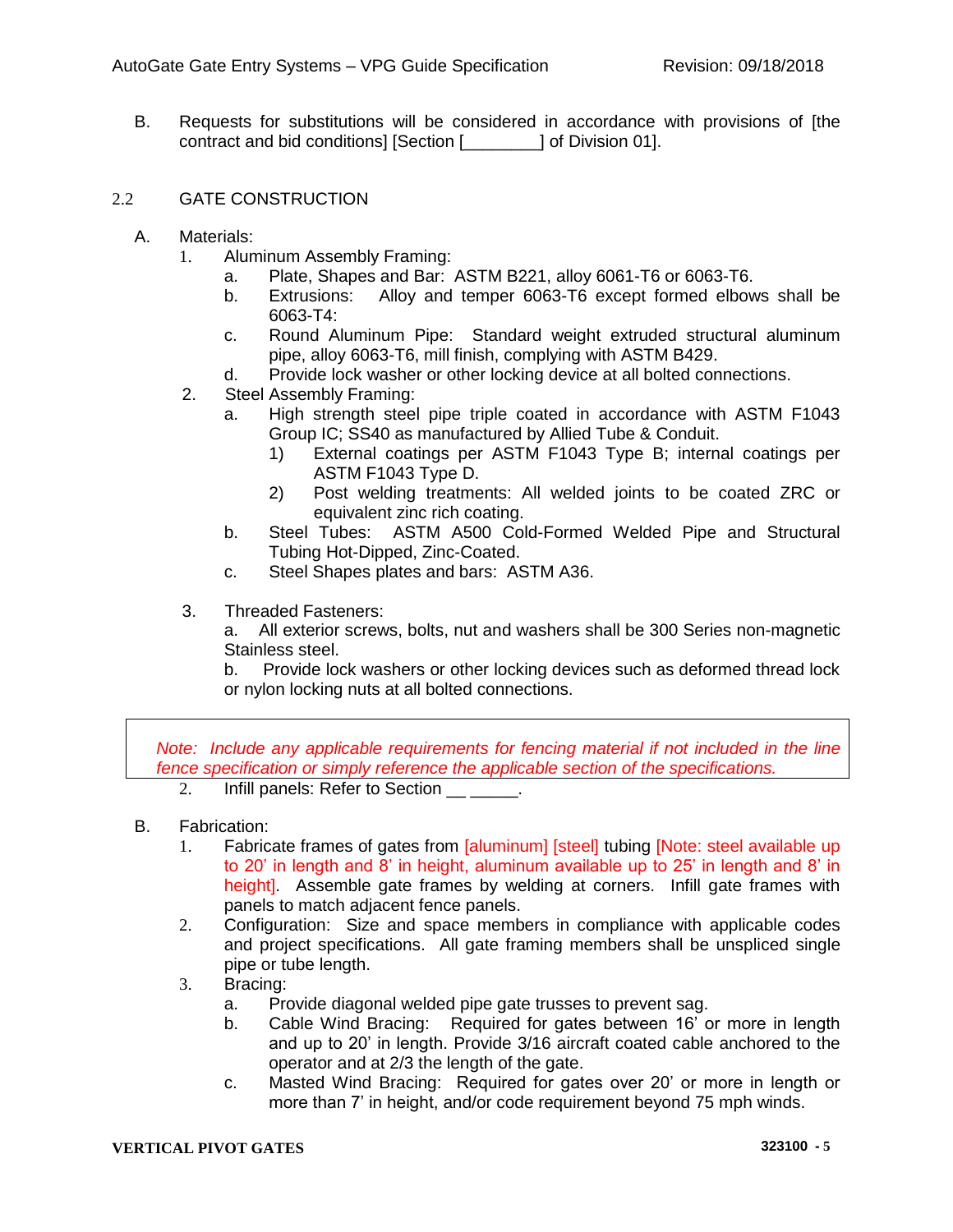B. Requests for substitutions will be considered in accordance with provisions of [the contract and bid conditions] [Section [________] of Division 01].

## 2.2 GATE CONSTRUCTION

A. Materials:

1. Aluminum Assembly Framing:
   a. Plate, Shapes and Bar: ASTM B221, alloy 6061-T6 or 6063-T6.
   b. Extrusions: Alloy and temper 6063-T6 except formed elbows shall be 6063-T4:
   c. Round Aluminum Pipe: Standard weight extruded structural aluminum pipe, alloy 6063-T6, mill finish, complying with ASTM B429.
   d. Provide lock washer or other locking device at all bolted connections.
2. Steel Assembly Framing:
   a. High strength steel pipe triple coated in accordance with ASTM F1043 Group IC; SS40 as manufactured by Allied Tube & Conduit.
      1) External coatings per ASTM F1043 Type B; internal coatings per ASTM F1043 Type D.
      2) Post welding treatments: All welded joints to be coated ZRC or equivalent zinc rich coating.
   b. Steel Tubes: ASTM A500 Cold-Formed Welded Pipe and Structural Tubing Hot-Dipped, Zinc-Coated.
   c. Steel Shapes plates and bars: ASTM A36.
3. Threaded Fasteners:
   a. All exterior screws, bolts, nut and washers shall be 300 Series non-magnetic Stainless steel.
   b. Provide lock washers or other locking devices such as deformed thread lock or nylon locking nuts at all bolted connections.

*Note: Include any applicable requirements for fencing material if not included in the line fence specification or simply reference the applicable section of the specifications.*

2. Infill panels: Refer to Section __ _____.

B. Fabrication:

1. Fabricate frames of gates from [aluminum] [steel] tubing [Note: steel available up to 20' in length and 8' in height, aluminum available up to 25' in length and 8' in height]. Assemble gate frames by welding at corners. Infill gate frames with panels to match adjacent fence panels.
2. Configuration: Size and space members in compliance with applicable codes and project specifications. All gate framing members shall be unspliced single pipe or tube length.
3. Bracing:
   a. Provide diagonal welded pipe gate trusses to prevent sag.
   b. Cable Wind Bracing: Required for gates between 16' or more in length and up to 20' in length. Provide 3/16 aircraft coated cable anchored to the operator and at 2/3 the length of the gate.
   c. Masted Wind Bracing: Required for gates over 20' or more in length or more than 7' in height, and/or code requirement beyond 75 mph winds.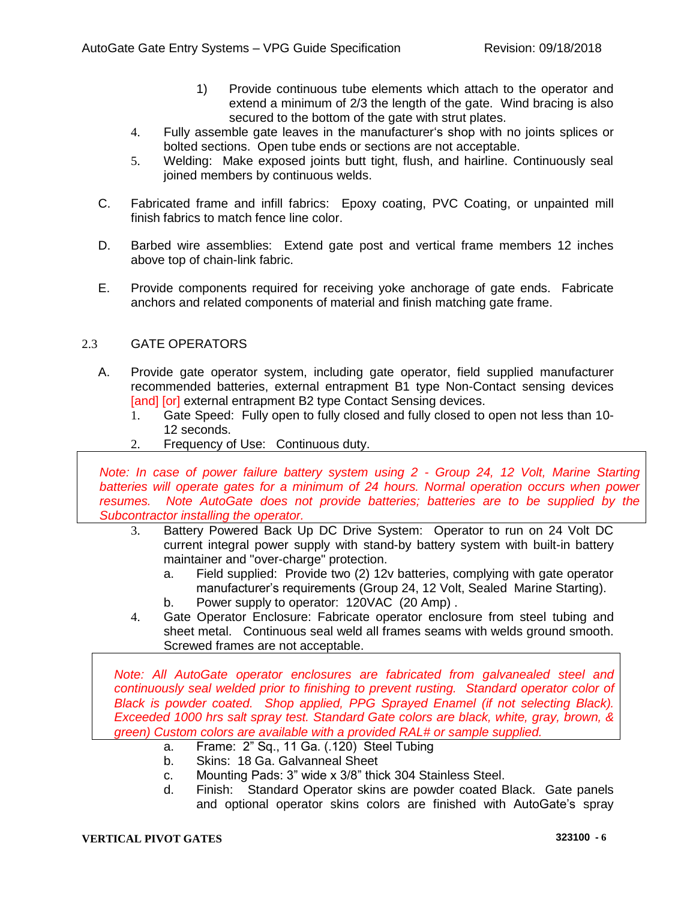1) Provide continuous tube elements which attach to the operator and extend a minimum of 2/3 the length of the gate. Wind bracing is also secured to the bottom of the gate with strut plates.

4. Fully assemble gate leaves in the manufacturer's shop with no joints splices or bolted sections. Open tube ends or sections are not acceptable.
5. Welding: Make exposed joints butt tight, flush, and hairline. Continuously seal joined members by continuous welds.

C. Fabricated frame and infill fabrics: Epoxy coating, PVC Coating, or unpainted mill finish fabrics to match fence line color.

D. Barbed wire assemblies: Extend gate post and vertical frame members 12 inches above top of chain-link fabric.

E. Provide components required for receiving yoke anchorage of gate ends. Fabricate anchors and related components of material and finish matching gate frame.

## 2.3 GATE OPERATORS

A. Provide gate operator system, including gate operator, field supplied manufacturer recommended batteries, external entrapment B1 type Non-Contact sensing devices [and] [or] external entrapment B2 type Contact Sensing devices.
   1. Gate Speed: Fully open to fully closed and fully closed to open not less than 10-12 seconds.
   2. Frequency of Use: Continuous duty.

> *Note: In case of power failure battery system using 2 - Group 24, 12 Volt, Marine Starting batteries will operate gates for a minimum of 24 hours. Normal operation occurs when power resumes. Note AutoGate does not provide batteries; batteries are to be supplied by the Subcontractor installing the operator.*

   3. Battery Powered Back Up DC Drive System: Operator to run on 24 Volt DC current integral power supply with stand-by battery system with built-in battery maintainer and "over-charge" protection.
      a. Field supplied: Provide two (2) 12v batteries, complying with gate operator manufacturer's requirements (Group 24, 12 Volt, Sealed Marine Starting).
      b. Power supply to operator: 120VAC (20 Amp) .
   4. Gate Operator Enclosure: Fabricate operator enclosure from steel tubing and sheet metal. Continuous seal weld all frames seams with welds ground smooth. Screwed frames are not acceptable.

> *Note: All AutoGate operator enclosures are fabricated from galvanealed steel and continuously seal welded prior to finishing to prevent rusting. Standard operator color of Black is powder coated. Shop applied, PPG Sprayed Enamel (if not selecting Black). Exceeded 1000 hrs salt spray test. Standard Gate colors are black, white, gray, brown, & green) Custom colors are available with a provided RAL# or sample supplied.*

      a. Frame: 2" Sq., 11 Ga. (.120) Steel Tubing
      b. Skins: 18 Ga. Galvanneal Sheet
      c. Mounting Pads: 3" wide x 3/8" thick 304 Stainless Steel.
      d. Finish: Standard Operator skins are powder coated Black. Gate panels and optional operator skins colors are finished with AutoGate's spray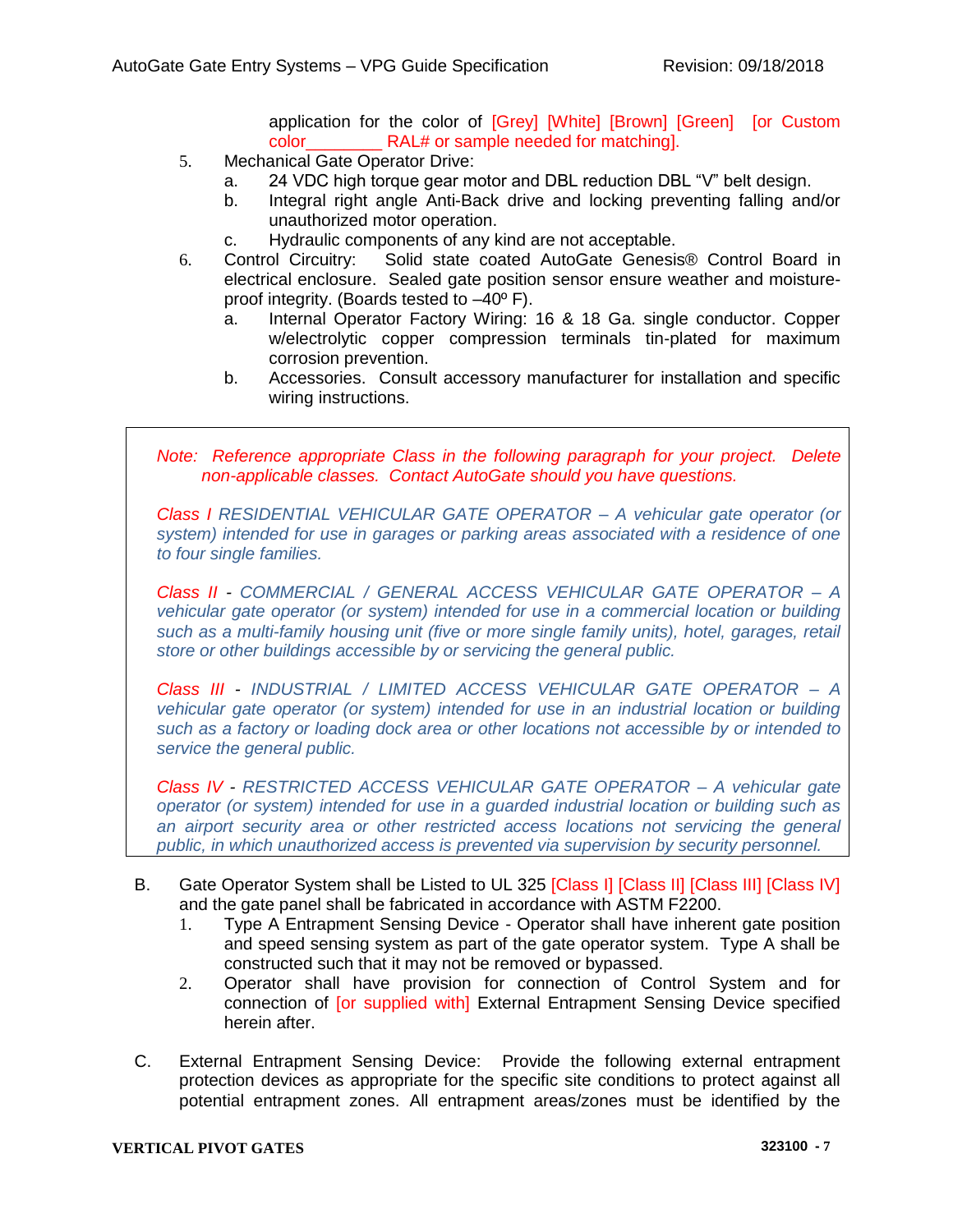application for the color of [Grey] [White] [Brown] [Green] [or Custom color________ RAL# or sample needed for matching].

5. Mechanical Gate Operator Drive:
   a. 24 VDC high torque gear motor and DBL reduction DBL "V" belt design.
   b. Integral right angle Anti-Back drive and locking preventing falling and/or unauthorized motor operation.
   c. Hydraulic components of any kind are not acceptable.
6. Control Circuitry: Solid state coated AutoGate Genesis® Control Board in electrical enclosure. Sealed gate position sensor ensure weather and moisture-proof integrity. (Boards tested to –40º F).
   a. Internal Operator Factory Wiring: 16 & 18 Ga. single conductor. Copper w/electrolytic copper compression terminals tin-plated for maximum corrosion prevention.
   b. Accessories. Consult accessory manufacturer for installation and specific wiring instructions.

> *Note: Reference appropriate Class in the following paragraph for your project. Delete non-applicable classes. Contact AutoGate should you have questions.*
>
> *Class I RESIDENTIAL VEHICULAR GATE OPERATOR – A vehicular gate operator (or system) intended for use in garages or parking areas associated with a residence of one to four single families.*
>
> *Class II - COMMERCIAL / GENERAL ACCESS VEHICULAR GATE OPERATOR – A vehicular gate operator (or system) intended for use in a commercial location or building such as a multi-family housing unit (five or more single family units), hotel, garages, retail store or other buildings accessible by or servicing the general public.*
>
> *Class III - INDUSTRIAL / LIMITED ACCESS VEHICULAR GATE OPERATOR – A vehicular gate operator (or system) intended for use in an industrial location or building such as a factory or loading dock area or other locations not accessible by or intended to service the general public.*
>
> *Class IV - RESTRICTED ACCESS VEHICULAR GATE OPERATOR – A vehicular gate operator (or system) intended for use in a guarded industrial location or building such as an airport security area or other restricted access locations not servicing the general public, in which unauthorized access is prevented via supervision by security personnel.*

B. Gate Operator System shall be Listed to UL 325 [Class I] [Class II] [Class III] [Class IV] and the gate panel shall be fabricated in accordance with ASTM F2200.
   1. Type A Entrapment Sensing Device - Operator shall have inherent gate position and speed sensing system as part of the gate operator system. Type A shall be constructed such that it may not be removed or bypassed.
   2. Operator shall have provision for connection of Control System and for connection of [or supplied with] External Entrapment Sensing Device specified herein after.

C. External Entrapment Sensing Device: Provide the following external entrapment protection devices as appropriate for the specific site conditions to protect against all potential entrapment zones. All entrapment areas/zones must be identified by the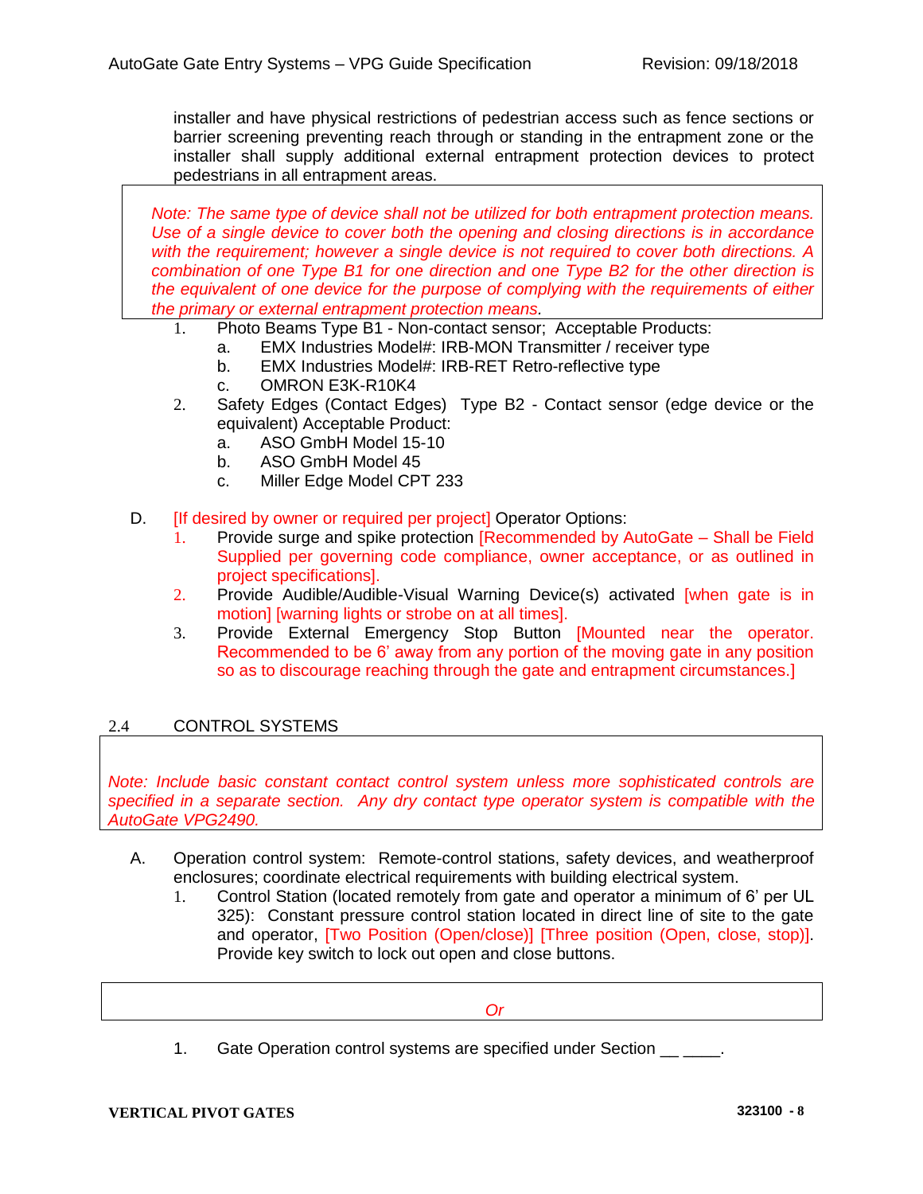installer and have physical restrictions of pedestrian access such as fence sections or barrier screening preventing reach through or standing in the entrapment zone or the installer shall supply additional external entrapment protection devices to protect pedestrians in all entrapment areas.

*Note: The same type of device shall not be utilized for both entrapment protection means. Use of a single device to cover both the opening and closing directions is in accordance with the requirement; however a single device is not required to cover both directions. A combination of one Type B1 for one direction and one Type B2 for the other direction is the equivalent of one device for the purpose of complying with the requirements of either the primary or external entrapment protection means.*

1. Photo Beams Type B1 - Non-contact sensor; Acceptable Products:
   a. EMX Industries Model#: IRB-MON Transmitter / receiver type
   b. EMX Industries Model#: IRB-RET Retro-reflective type
   c. OMRON E3K-R10K4
2. Safety Edges (Contact Edges) Type B2 - Contact sensor (edge device or the equivalent) Acceptable Product:
   a. ASO GmbH Model 15-10
   b. ASO GmbH Model 45
   c. Miller Edge Model CPT 233

D. [If desired by owner or required per project] Operator Options:
   1. Provide surge and spike protection [Recommended by AutoGate – Shall be Field Supplied per governing code compliance, owner acceptance, or as outlined in project specifications].
   2. Provide Audible/Audible-Visual Warning Device(s) activated [when gate is in motion] [warning lights or strobe on at all times].
   3. Provide External Emergency Stop Button [Mounted near the operator. Recommended to be 6' away from any portion of the moving gate in any position so as to discourage reaching through the gate and entrapment circumstances.]

## 2.4 CONTROL SYSTEMS

*Note: Include basic constant contact control system unless more sophisticated controls are specified in a separate section. Any dry contact type operator system is compatible with the AutoGate VPG2490.*

A. Operation control system: Remote-control stations, safety devices, and weatherproof enclosures; coordinate electrical requirements with building electrical system.
   1. Control Station (located remotely from gate and operator a minimum of 6' per UL 325): Constant pressure control station located in direct line of site to the gate and operator, [Two Position (Open/close)] [Three position (Open, close, stop)]. Provide key switch to lock out open and close buttons.

*Or*

1. Gate Operation control systems are specified under Section __ ____.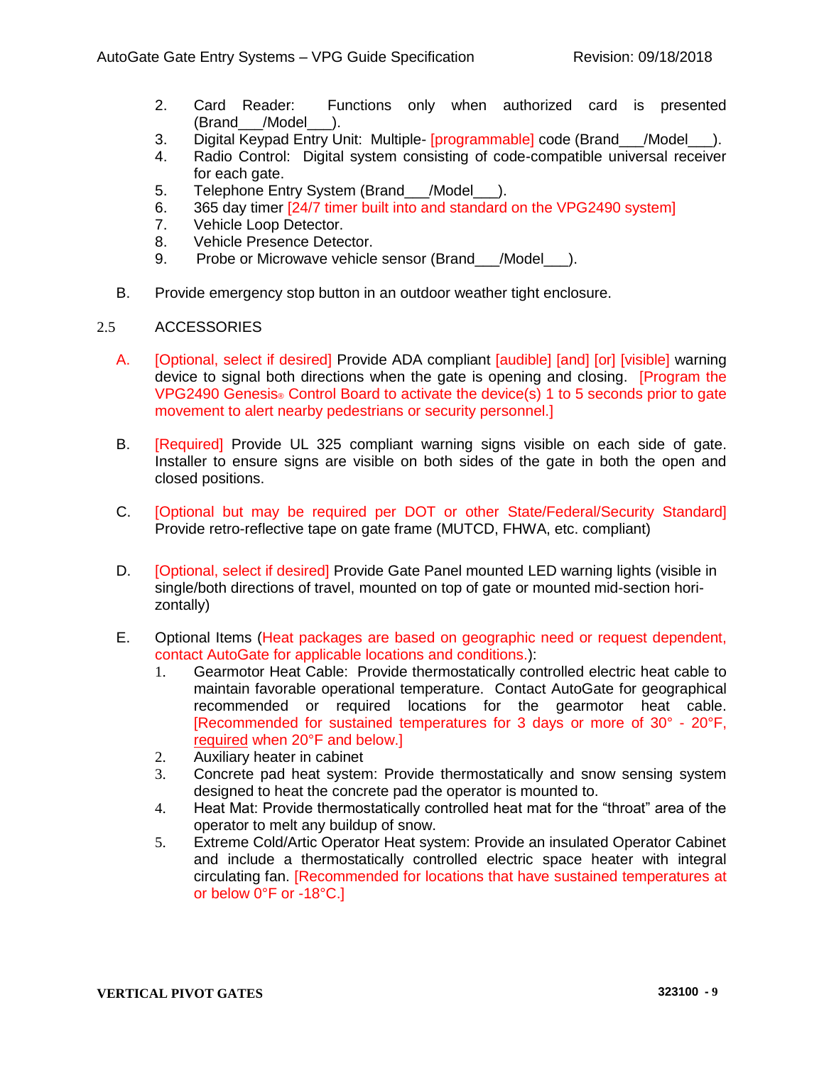2. Card Reader: Functions only when authorized card is presented (Brand___/Model___).
3. Digital Keypad Entry Unit: Multiple- [programmable] code (Brand___/Model___).
4. Radio Control: Digital system consisting of code-compatible universal receiver for each gate.
5. Telephone Entry System (Brand___/Model___).
6. 365 day timer [24/7 timer built into and standard on the VPG2490 system]
7. Vehicle Loop Detector.
8. Vehicle Presence Detector.
9. Probe or Microwave vehicle sensor (Brand___/Model___).

B. Provide emergency stop button in an outdoor weather tight enclosure.

## 2.5 ACCESSORIES

A. [Optional, select if desired] Provide ADA compliant [audible] [and] [or] [visible] warning device to signal both directions when the gate is opening and closing. [Program the VPG2490 Genesis® Control Board to activate the device(s) 1 to 5 seconds prior to gate movement to alert nearby pedestrians or security personnel.]

B. [Required] Provide UL 325 compliant warning signs visible on each side of gate. Installer to ensure signs are visible on both sides of the gate in both the open and closed positions.

C. [Optional but may be required per DOT or other State/Federal/Security Standard] Provide retro-reflective tape on gate frame (MUTCD, FHWA, etc. compliant)

D. [Optional, select if desired] Provide Gate Panel mounted LED warning lights (visible in single/both directions of travel, mounted on top of gate or mounted mid-section horizontally)

E. Optional Items (Heat packages are based on geographic need or request dependent, contact AutoGate for applicable locations and conditions.):
1. Gearmotor Heat Cable: Provide thermostatically controlled electric heat cable to maintain favorable operational temperature. Contact AutoGate for geographical recommended or required locations for the gearmotor heat cable. [Recommended for sustained temperatures for 3 days or more of 30° - 20°F, required when 20°F and below.]
2. Auxiliary heater in cabinet
3. Concrete pad heat system: Provide thermostatically and snow sensing system designed to heat the concrete pad the operator is mounted to.
4. Heat Mat: Provide thermostatically controlled heat mat for the “throat” area of the operator to melt any buildup of snow.
5. Extreme Cold/Artic Operator Heat system: Provide an insulated Operator Cabinet and include a thermostatically controlled electric space heater with integral circulating fan. [Recommended for locations that have sustained temperatures at or below 0°F or -18°C.]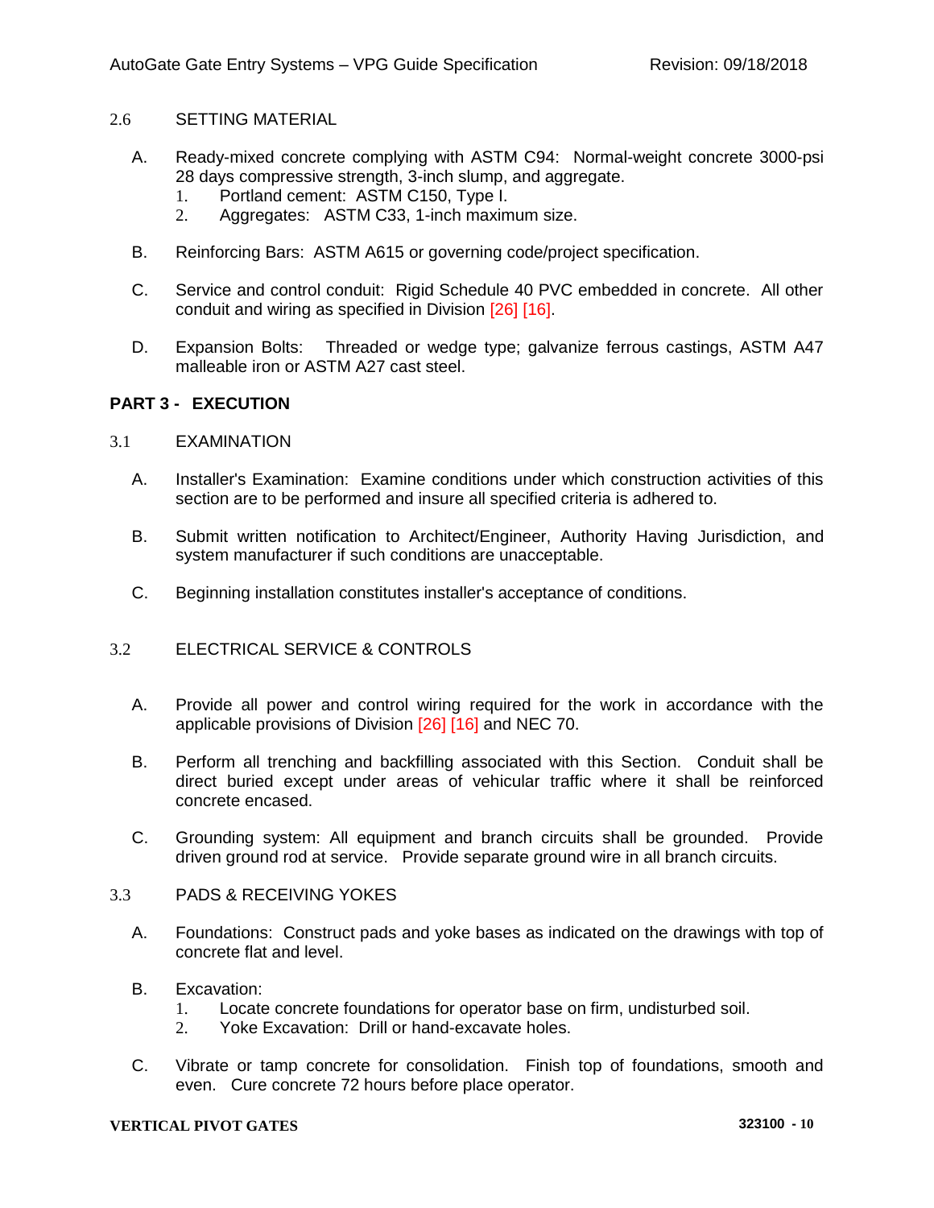## 2.6 SETTING MATERIAL

A. Ready-mixed concrete complying with ASTM C94: Normal-weight concrete 3000-psi 28 days compressive strength, 3-inch slump, and aggregate.
   1. Portland cement: ASTM C150, Type I.
   2. Aggregates: ASTM C33, 1-inch maximum size.

B. Reinforcing Bars: ASTM A615 or governing code/project specification.

C. Service and control conduit: Rigid Schedule 40 PVC embedded in concrete. All other conduit and wiring as specified in Division [26] [16].

D. Expansion Bolts: Threaded or wedge type; galvanize ferrous castings, ASTM A47 malleable iron or ASTM A27 cast steel.

# PART 3 - EXECUTION

## 3.1 EXAMINATION

A. Installer's Examination: Examine conditions under which construction activities of this section are to be performed and insure all specified criteria is adhered to.

B. Submit written notification to Architect/Engineer, Authority Having Jurisdiction, and system manufacturer if such conditions are unacceptable.

C. Beginning installation constitutes installer's acceptance of conditions.

## 3.2 ELECTRICAL SERVICE & CONTROLS

A. Provide all power and control wiring required for the work in accordance with the applicable provisions of Division [26] [16] and NEC 70.

B. Perform all trenching and backfilling associated with this Section. Conduit shall be direct buried except under areas of vehicular traffic where it shall be reinforced concrete encased.

C. Grounding system: All equipment and branch circuits shall be grounded. Provide driven ground rod at service. Provide separate ground wire in all branch circuits.

## 3.3 PADS & RECEIVING YOKES

A. Foundations: Construct pads and yoke bases as indicated on the drawings with top of concrete flat and level.

B. Excavation:
   1. Locate concrete foundations for operator base on firm, undisturbed soil.
   2. Yoke Excavation: Drill or hand-excavate holes.

C. Vibrate or tamp concrete for consolidation. Finish top of foundations, smooth and even. Cure concrete 72 hours before place operator.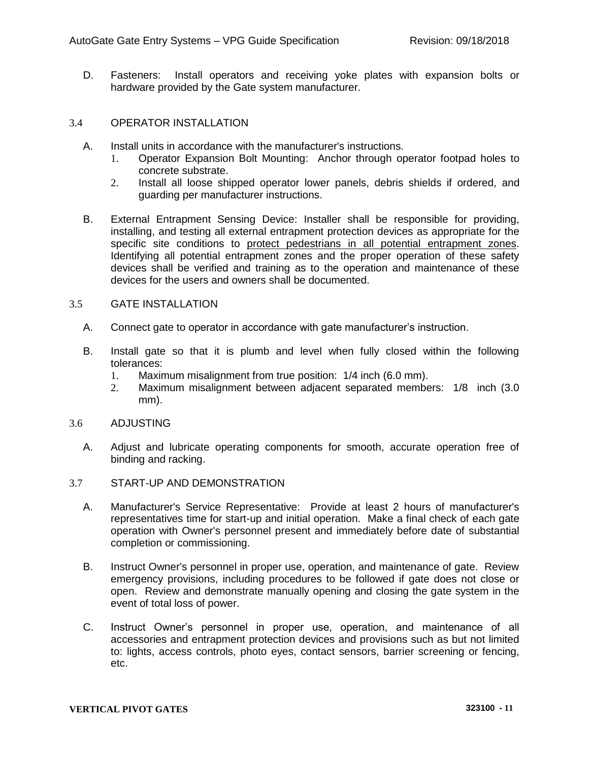D. Fasteners: Install operators and receiving yoke plates with expansion bolts or hardware provided by the Gate system manufacturer.

## 3.4 OPERATOR INSTALLATION

A. Install units in accordance with the manufacturer's instructions.

1. Operator Expansion Bolt Mounting: Anchor through operator footpad holes to concrete substrate.
2. Install all loose shipped operator lower panels, debris shields if ordered, and guarding per manufacturer instructions.

B. External Entrapment Sensing Device: Installer shall be responsible for providing, installing, and testing all external entrapment protection devices as appropriate for the specific site conditions to <u>protect pedestrians in all potential entrapment zones</u>. Identifying all potential entrapment zones and the proper operation of these safety devices shall be verified and training as to the operation and maintenance of these devices for the users and owners shall be documented.

## 3.5 GATE INSTALLATION

A. Connect gate to operator in accordance with gate manufacturer's instruction.

B. Install gate so that it is plumb and level when fully closed within the following tolerances:

1. Maximum misalignment from true position: 1/4 inch (6.0 mm).
2. Maximum misalignment between adjacent separated members: 1/8 inch (3.0 mm).

## 3.6 ADJUSTING

A. Adjust and lubricate operating components for smooth, accurate operation free of binding and racking.

## 3.7 START-UP AND DEMONSTRATION

A. Manufacturer's Service Representative: Provide at least 2 hours of manufacturer's representatives time for start-up and initial operation. Make a final check of each gate operation with Owner's personnel present and immediately before date of substantial completion or commissioning.

B. Instruct Owner's personnel in proper use, operation, and maintenance of gate. Review emergency provisions, including procedures to be followed if gate does not close or open. Review and demonstrate manually opening and closing the gate system in the event of total loss of power.

C. Instruct Owner's personnel in proper use, operation, and maintenance of all accessories and entrapment protection devices and provisions such as but not limited to: lights, access controls, photo eyes, contact sensors, barrier screening or fencing, etc.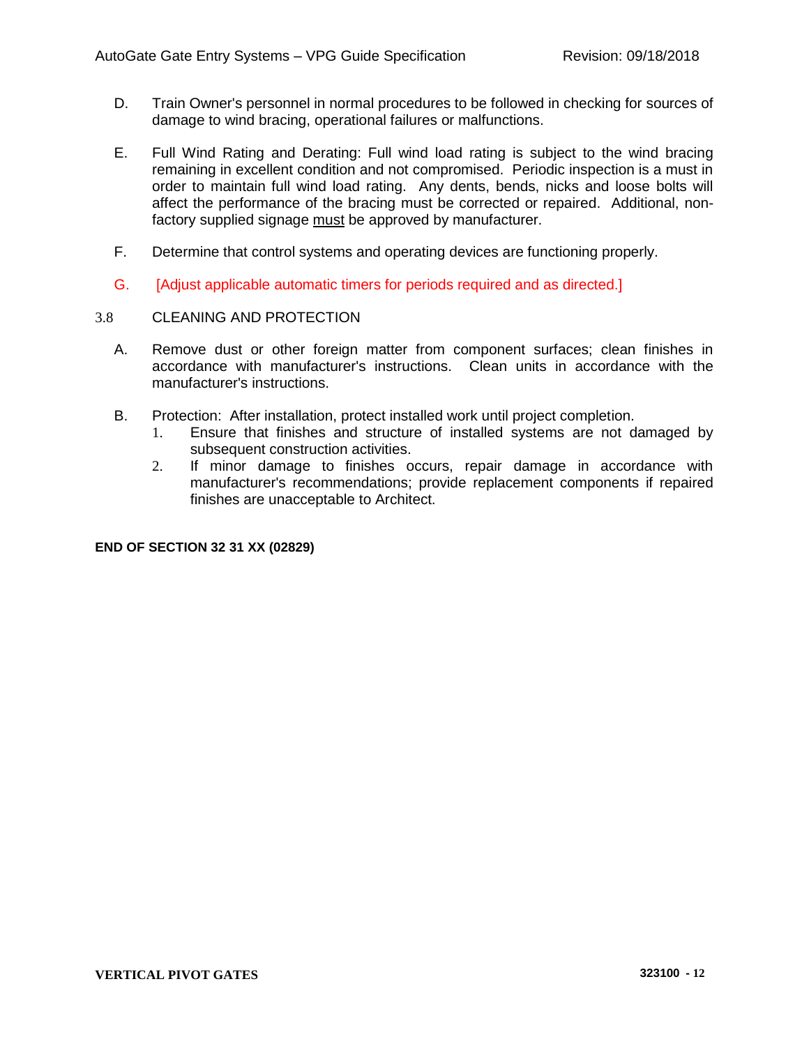D. Train Owner's personnel in normal procedures to be followed in checking for sources of damage to wind bracing, operational failures or malfunctions.

E. Full Wind Rating and Derating: Full wind load rating is subject to the wind bracing remaining in excellent condition and not compromised. Periodic inspection is a must in order to maintain full wind load rating. Any dents, bends, nicks and loose bolts will affect the performance of the bracing must be corrected or repaired. Additional, non-factory supplied signage must be approved by manufacturer.

F. Determine that control systems and operating devices are functioning properly.

G. [Adjust applicable automatic timers for periods required and as directed.]

3.8 CLEANING AND PROTECTION

A. Remove dust or other foreign matter from component surfaces; clean finishes in accordance with manufacturer's instructions. Clean units in accordance with the manufacturer's instructions.

B. Protection: After installation, protect installed work until project completion.
   1. Ensure that finishes and structure of installed systems are not damaged by subsequent construction activities.
   2. If minor damage to finishes occurs, repair damage in accordance with manufacturer's recommendations; provide replacement components if repaired finishes are unacceptable to Architect.

**END OF SECTION 32 31 XX (02829)**